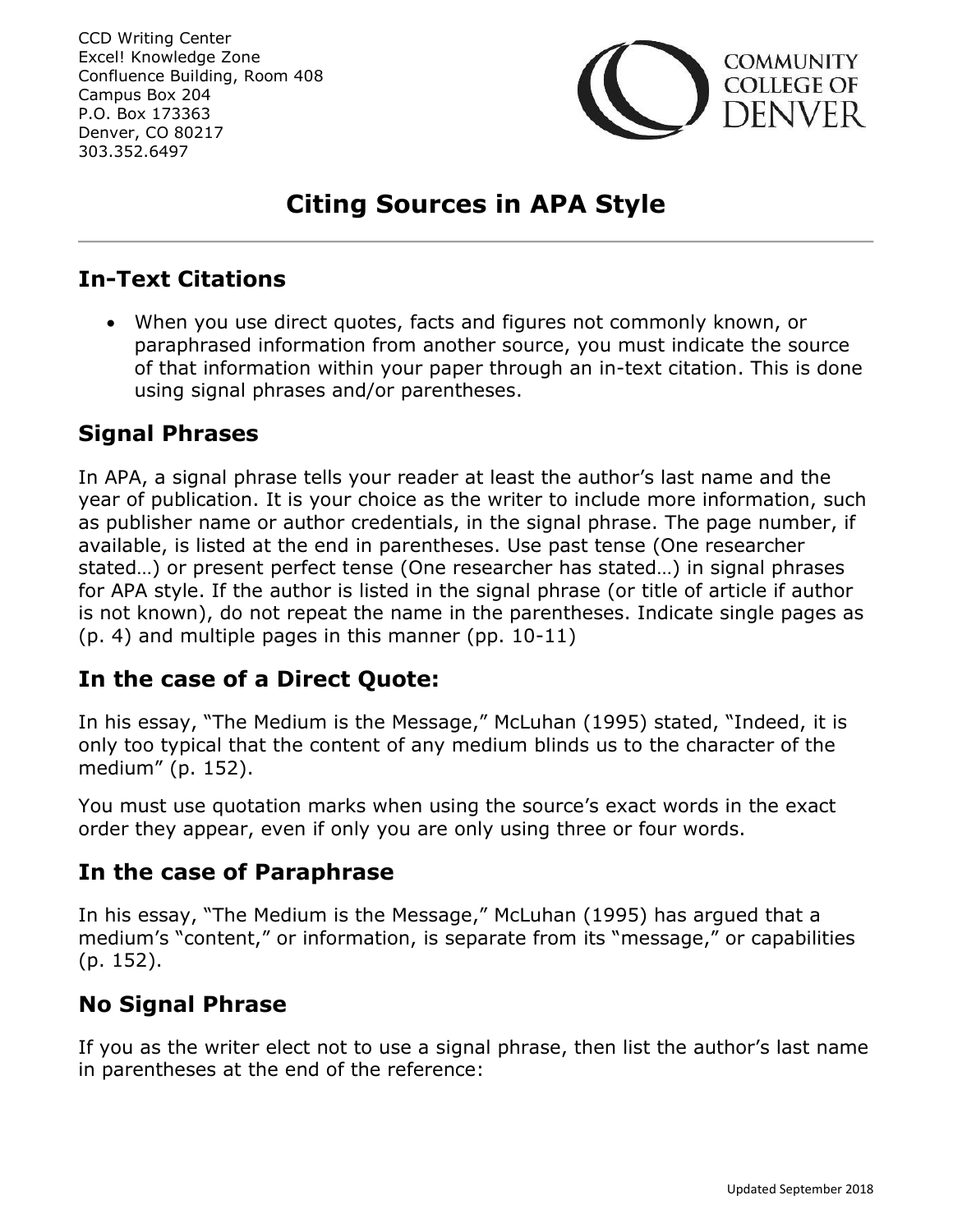CCD Writing Center
Excel! Knowledge Zone
Confluence Building, Room 408
Campus Box 204
P.O. Box 173363
Denver, CO 80217
303.352.6497

COMMUNITY COLLEGE OF DENVER

# Citing Sources in APA Style

## In-Text Citations

- When you use direct quotes, facts and figures not commonly known, or paraphrased information from another source, you must indicate the source of that information within your paper through an in-text citation. This is done using signal phrases and/or parentheses.

## Signal Phrases

In APA, a signal phrase tells your reader at least the author's last name and the year of publication. It is your choice as the writer to include more information, such as publisher name or author credentials, in the signal phrase. The page number, if available, is listed at the end in parentheses. Use past tense (One researcher stated…) or present perfect tense (One researcher has stated…) in signal phrases for APA style. If the author is listed in the signal phrase (or title of article if author is not known), do not repeat the name in the parentheses. Indicate single pages as (p. 4) and multiple pages in this manner (pp. 10-11)

## In the case of a Direct Quote:

In his essay, "The Medium is the Message," McLuhan (1995) stated, "Indeed, it is only too typical that the content of any medium blinds us to the character of the medium" (p. 152).

You must use quotation marks when using the source's exact words in the exact order they appear, even if only you are only using three or four words.

## In the case of Paraphrase

In his essay, "The Medium is the Message," McLuhan (1995) has argued that a medium's "content," or information, is separate from its "message," or capabilities (p. 152).

## No Signal Phrase

If you as the writer elect not to use a signal phrase, then list the author's last name in parentheses at the end of the reference:

Updated September 2018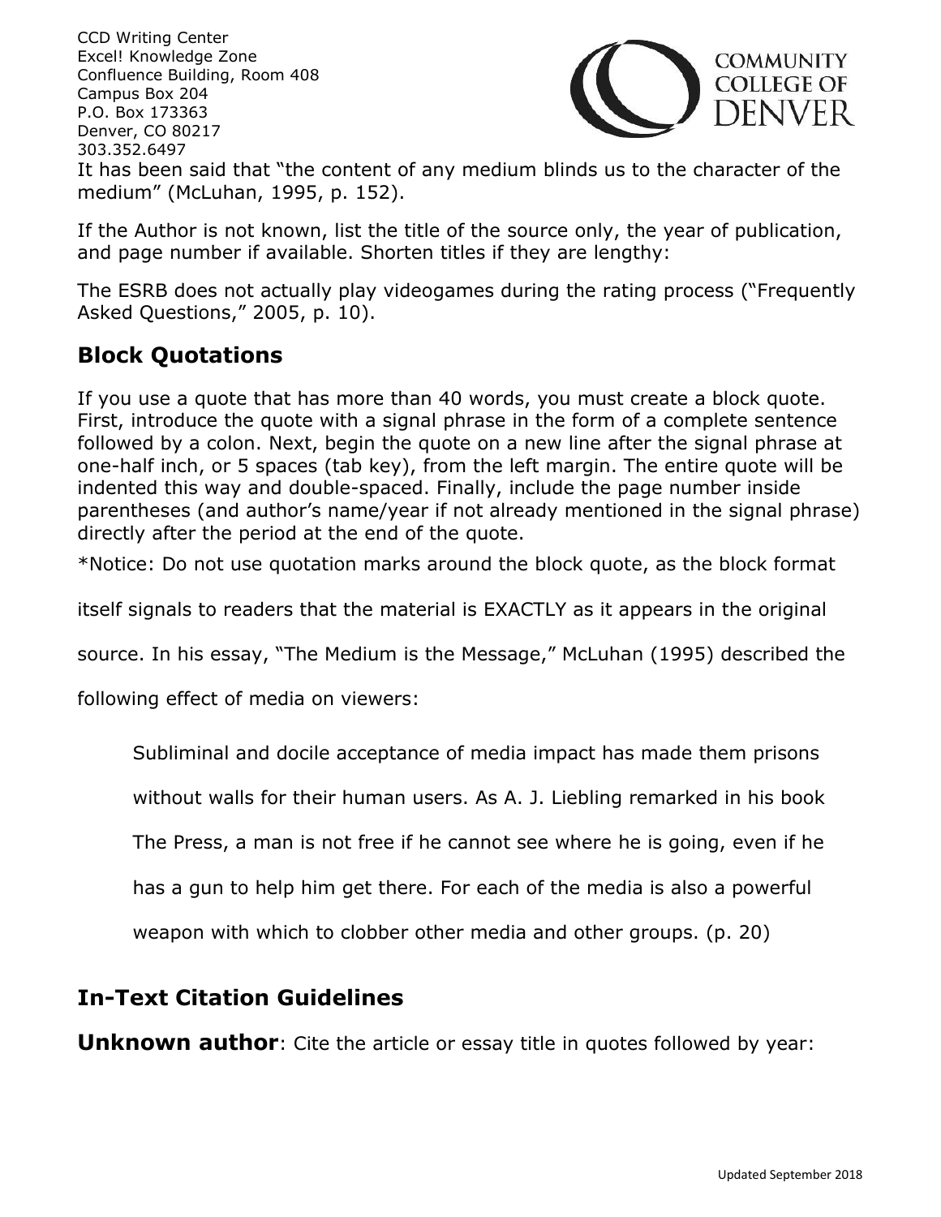It has been said that "the content of any medium blinds us to the character of the medium" (McLuhan, 1995, p. 152).

If the Author is not known, list the title of the source only, the year of publication, and page number if available. Shorten titles if they are lengthy:

The ESRB does not actually play videogames during the rating process ("Frequently Asked Questions," 2005, p. 10).

## Block Quotations

If you use a quote that has more than 40 words, you must create a block quote. First, introduce the quote with a signal phrase in the form of a complete sentence followed by a colon. Next, begin the quote on a new line after the signal phrase at one-half inch, or 5 spaces (tab key), from the left margin. The entire quote will be indented this way and double-spaced. Finally, include the page number inside parentheses (and author's name/year if not already mentioned in the signal phrase) directly after the period at the end of the quote.

*Notice: Do not use quotation marks around the block quote, as the block format itself signals to readers that the material is EXACTLY as it appears in the original source. In his essay, "The Medium is the Message," McLuhan (1995) described the following effect of media on viewers:

> Subliminal and docile acceptance of media impact has made them prisons without walls for their human users. As A. J. Liebling remarked in his book The Press, a man is not free if he cannot see where he is going, even if he has a gun to help him get there. For each of the media is also a powerful weapon with which to clobber other media and other groups. (p. 20)

## In-Text Citation Guidelines

**Unknown author**: Cite the article or essay title in quotes followed by year: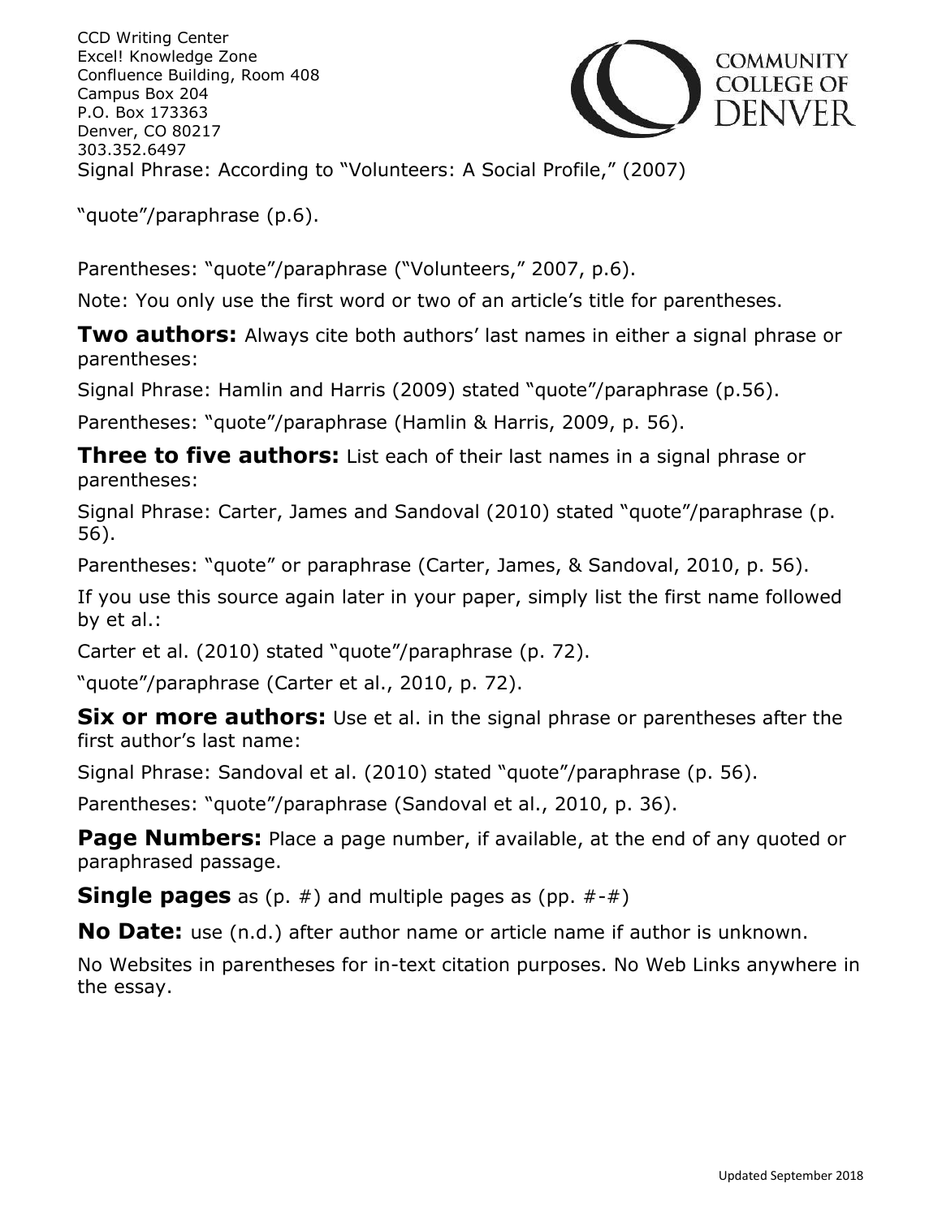Signal Phrase: According to “Volunteers: A Social Profile,” (2007)

“quote”/paraphrase (p.6).

Parentheses: “quote”/paraphrase (“Volunteers,” 2007, p.6).

Note: You only use the first word or two of an article’s title for parentheses.

**Two authors:** Always cite both authors’ last names in either a signal phrase or parentheses:

Signal Phrase: Hamlin and Harris (2009) stated “quote”/paraphrase (p.56).

Parentheses: “quote”/paraphrase (Hamlin & Harris, 2009, p. 56).

**Three to five authors:** List each of their last names in a signal phrase or parentheses:

Signal Phrase: Carter, James and Sandoval (2010) stated “quote”/paraphrase (p. 56).

Parentheses: “quote” or paraphrase (Carter, James, & Sandoval, 2010, p. 56).

If you use this source again later in your paper, simply list the first name followed by et al.:

Carter et al. (2010) stated “quote”/paraphrase (p. 72).

“quote”/paraphrase (Carter et al., 2010, p. 72).

**Six or more authors:** Use et al. in the signal phrase or parentheses after the first author’s last name:

Signal Phrase: Sandoval et al. (2010) stated “quote”/paraphrase (p. 56).

Parentheses: “quote”/paraphrase (Sandoval et al., 2010, p. 36).

**Page Numbers:** Place a page number, if available, at the end of any quoted or paraphrased passage.

**Single pages** as (p. #) and multiple pages as (pp. #-#)

**No Date:** use (n.d.) after author name or article name if author is unknown.

No Websites in parentheses for in-text citation purposes. No Web Links anywhere in the essay.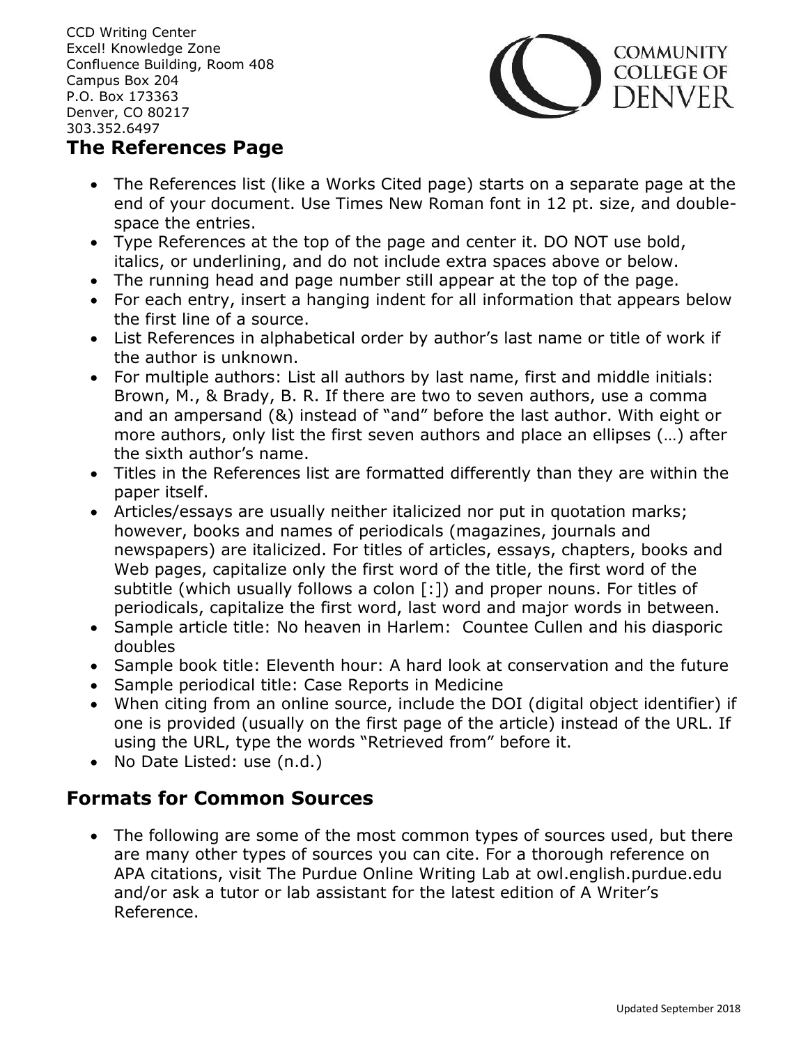CCD Writing Center
Excel! Knowledge Zone
Confluence Building, Room 408
Campus Box 204
P.O. Box 173363
Denver, CO 80217
303.352.6497

## The References Page

- The References list (like a Works Cited page) starts on a separate page at the end of your document. Use Times New Roman font in 12 pt. size, and double-space the entries.
- Type References at the top of the page and center it. DO NOT use bold, italics, or underlining, and do not include extra spaces above or below.
- The running head and page number still appear at the top of the page.
- For each entry, insert a hanging indent for all information that appears below the first line of a source.
- List References in alphabetical order by author's last name or title of work if the author is unknown.
- For multiple authors: List all authors by last name, first and middle initials: Brown, M., & Brady, B. R. If there are two to seven authors, use a comma and an ampersand (&) instead of "and" before the last author. With eight or more authors, only list the first seven authors and place an ellipses (…) after the sixth author's name.
- Titles in the References list are formatted differently than they are within the paper itself.
- Articles/essays are usually neither italicized nor put in quotation marks; however, books and names of periodicals (magazines, journals and newspapers) are italicized. For titles of articles, essays, chapters, books and Web pages, capitalize only the first word of the title, the first word of the subtitle (which usually follows a colon [:]) and proper nouns. For titles of periodicals, capitalize the first word, last word and major words in between.
- Sample article title: No heaven in Harlem: Countee Cullen and his diasporic doubles
- Sample book title: Eleventh hour: A hard look at conservation and the future
- Sample periodical title: Case Reports in Medicine
- When citing from an online source, include the DOI (digital object identifier) if one is provided (usually on the first page of the article) instead of the URL. If using the URL, type the words "Retrieved from" before it.
- No Date Listed: use (n.d.)

## Formats for Common Sources

- The following are some of the most common types of sources used, but there are many other types of sources you can cite. For a thorough reference on APA citations, visit The Purdue Online Writing Lab at owl.english.purdue.edu and/or ask a tutor or lab assistant for the latest edition of A Writer's Reference.

Updated September 2018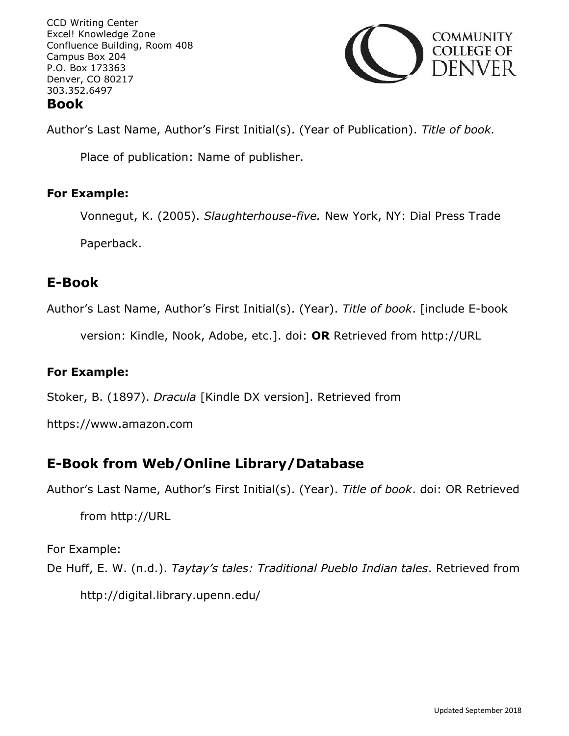CCD Writing Center
Excel! Knowledge Zone
Confluence Building, Room 408
Campus Box 204
P.O. Box 173363
Denver, CO 80217
303.352.6497

## Book

Author's Last Name, Author's First Initial(s). (Year of Publication). *Title of book.* Place of publication: Name of publisher.

**For Example:**

Vonnegut, K. (2005). *Slaughterhouse-five.* New York, NY: Dial Press Trade Paperback.

## E-Book

Author's Last Name, Author's First Initial(s). (Year). *Title of book*. [include E-book version: Kindle, Nook, Adobe, etc.]. doi: **OR** Retrieved from http://URL

**For Example:**

Stoker, B. (1897). *Dracula* [Kindle DX version]. Retrieved from https://www.amazon.com

## E-Book from Web/Online Library/Database

Author's Last Name, Author's First Initial(s). (Year). *Title of book*. doi: OR Retrieved from http://URL

For Example:

De Huff, E. W. (n.d.). *Taytay's tales: Traditional Pueblo Indian tales*. Retrieved from http://digital.library.upenn.edu/

Updated September 2018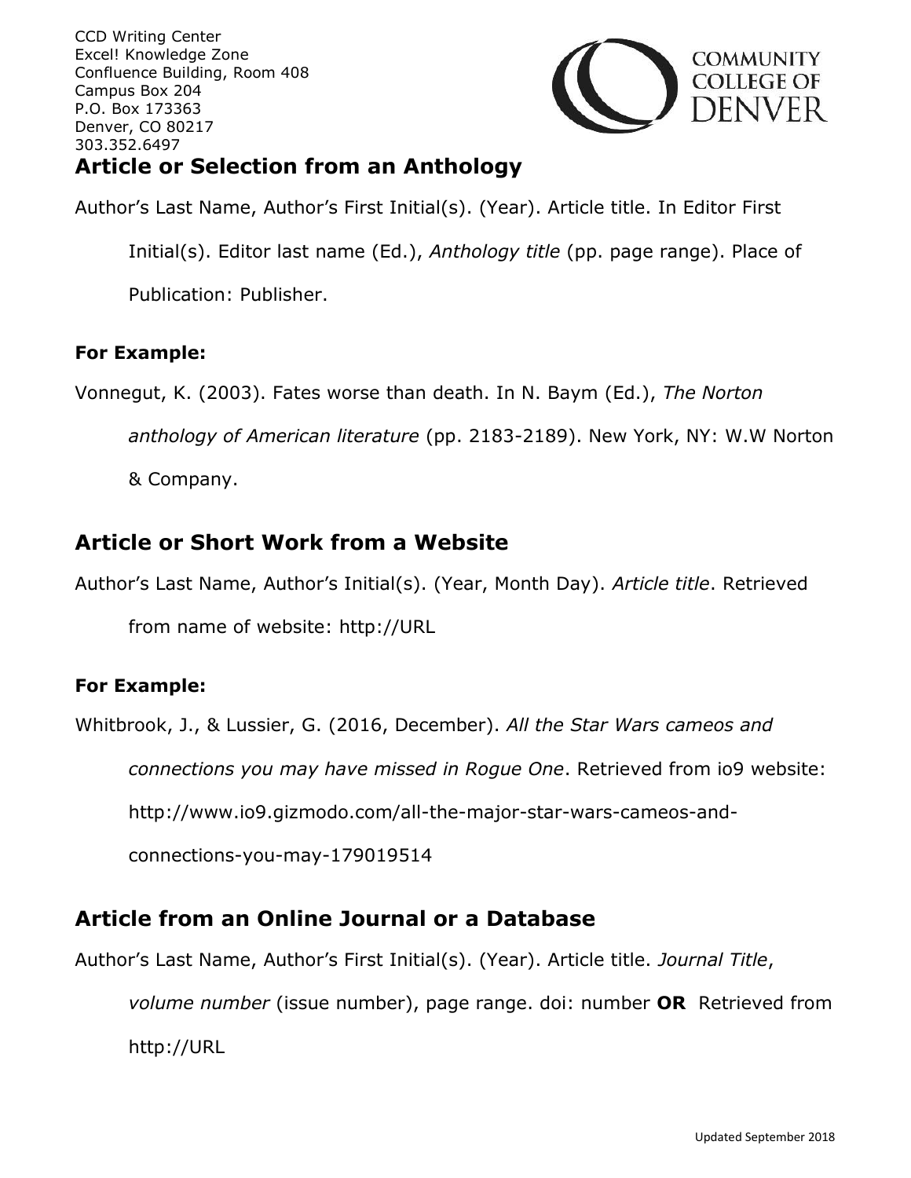CCD Writing Center
Excel! Knowledge Zone
Confluence Building, Room 408
Campus Box 204
P.O. Box 173363
Denver, CO 80217
303.352.6497

## Article or Selection from an Anthology

Author's Last Name, Author's First Initial(s). (Year). Article title. In Editor First Initial(s). Editor last name (Ed.), *Anthology title* (pp. page range). Place of Publication: Publisher.

**For Example:**

Vonnegut, K. (2003). Fates worse than death. In N. Baym (Ed.), *The Norton anthology of American literature* (pp. 2183-2189). New York, NY: W.W Norton & Company.

## Article or Short Work from a Website

Author's Last Name, Author's Initial(s). (Year, Month Day). *Article title*. Retrieved from name of website: http://URL

**For Example:**

Whitbrook, J., & Lussier, G. (2016, December). *All the Star Wars cameos and connections you may have missed in Rogue One*. Retrieved from io9 website: http://www.io9.gizmodo.com/all-the-major-star-wars-cameos-and-connections-you-may-179019514

## Article from an Online Journal or a Database

Author's Last Name, Author's First Initial(s). (Year). Article title. *Journal Title*, *volume number* (issue number), page range. doi: number **OR** Retrieved from http://URL

Updated September 2018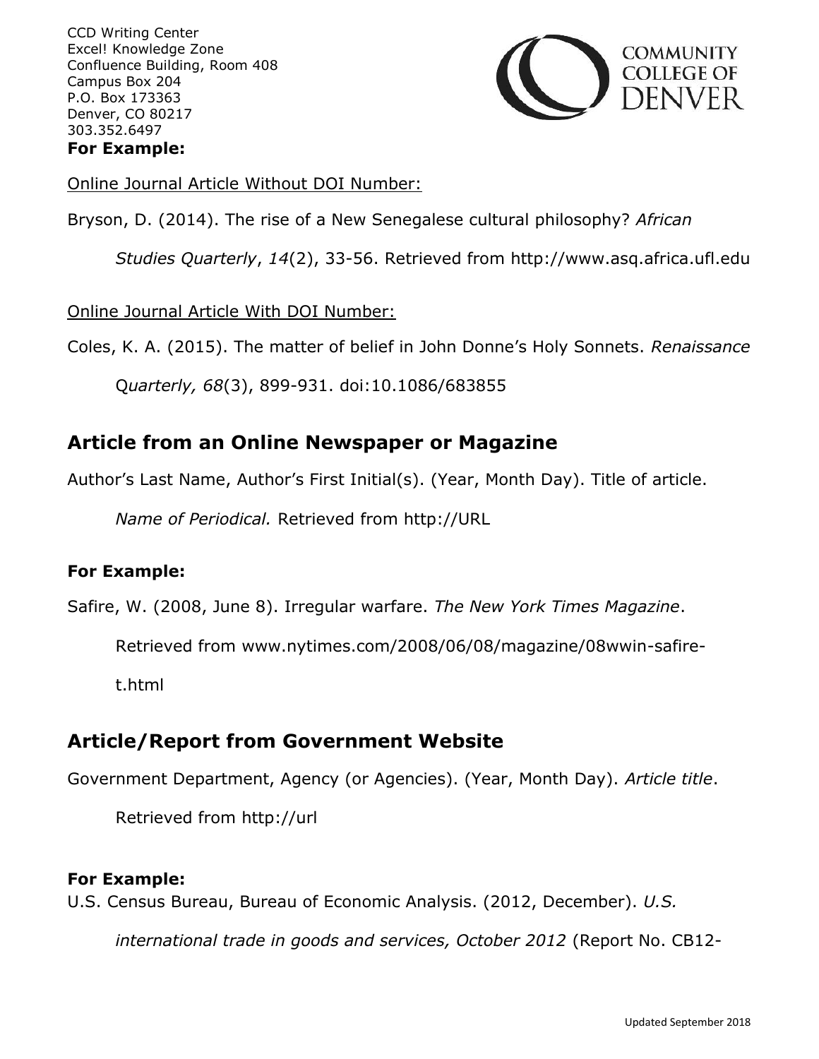**For Example:**

Online Journal Article Without DOI Number:

Bryson, D. (2014). The rise of a New Senegalese cultural philosophy? *African Studies Quarterly*, *14*(2), 33-56. Retrieved from http://www.asq.africa.ufl.edu

Online Journal Article With DOI Number:

Coles, K. A. (2015). The matter of belief in John Donne's Holy Sonnets. *Renaissance Quarterly, 68*(3), 899-931. doi:10.1086/683855

## Article from an Online Newspaper or Magazine

Author's Last Name, Author's First Initial(s). (Year, Month Day). Title of article. *Name of Periodical.* Retrieved from http://URL

**For Example:**

Safire, W. (2008, June 8). Irregular warfare. *The New York Times Magazine*. Retrieved from www.nytimes.com/2008/06/08/magazine/08wwin-safire-t.html

## Article/Report from Government Website

Government Department, Agency (or Agencies). (Year, Month Day). *Article title*. Retrieved from http://url

**For Example:**

U.S. Census Bureau, Bureau of Economic Analysis. (2012, December). *U.S. international trade in goods and services, October 2012* (Report No. CB12-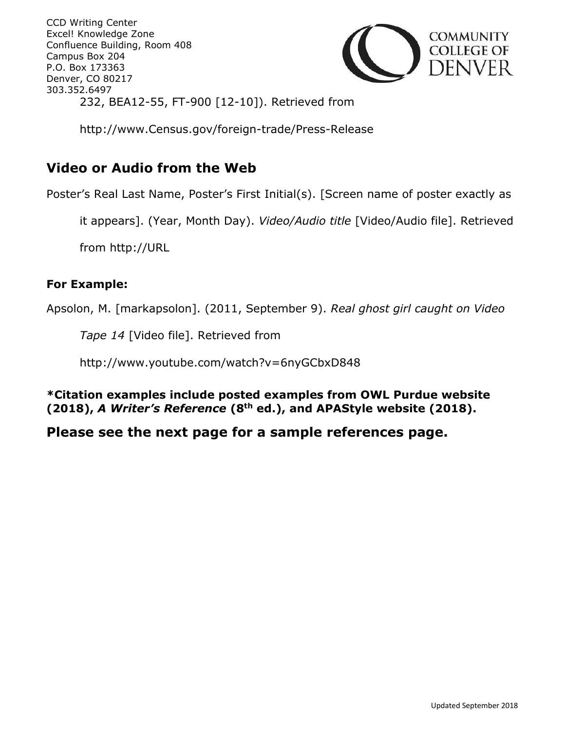232, BEA12-55, FT-900 [12-10]). Retrieved from http://www.Census.gov/foreign-trade/Press-Release

## Video or Audio from the Web

Poster's Real Last Name, Poster's First Initial(s). [Screen name of poster exactly as it appears]. (Year, Month Day). *Video/Audio title* [Video/Audio file]. Retrieved from http://URL

**For Example:**

Apsolon, M. [markapsolon]. (2011, September 9). *Real ghost girl caught on Video Tape 14* [Video file]. Retrieved from http://www.youtube.com/watch?v=6nyGCbxD848

**\*Citation examples include posted examples from OWL Purdue website (2018), *A Writer's Reference* (8th ed.), and APAStyle website (2018).**

## Please see the next page for a sample references page.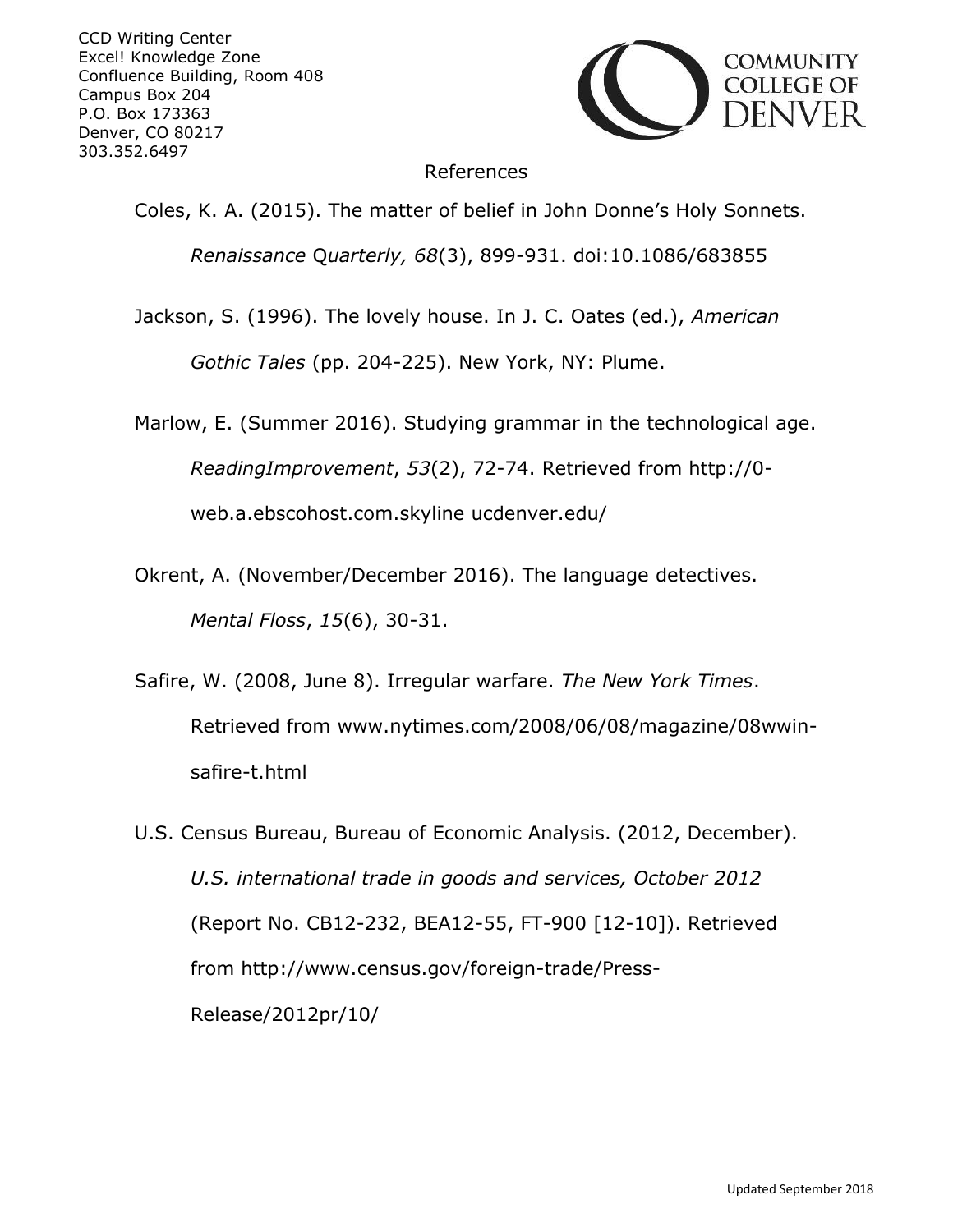CCD Writing Center
Excel! Knowledge Zone
Confluence Building, Room 408
Campus Box 204
P.O. Box 173363
Denver, CO 80217
303.352.6497

References

Coles, K. A. (2015). The matter of belief in John Donne's Holy Sonnets. *Renaissance Quarterly, 68*(3), 899-931. doi:10.1086/683855

Jackson, S. (1996). The lovely house. In J. C. Oates (ed.), *American Gothic Tales* (pp. 204-225). New York, NY: Plume.

Marlow, E. (Summer 2016). Studying grammar in the technological age. *ReadingImprovement*, *53*(2), 72-74. Retrieved from http://0-web.a.ebscohost.com.skyline ucdenver.edu/

Okrent, A. (November/December 2016). The language detectives. *Mental Floss*, *15*(6), 30-31.

Safire, W. (2008, June 8). Irregular warfare. *The New York Times*. Retrieved from www.nytimes.com/2008/06/08/magazine/08wwin-safire-t.html

U.S. Census Bureau, Bureau of Economic Analysis. (2012, December). *U.S. international trade in goods and services, October 2012* (Report No. CB12-232, BEA12-55, FT-900 [12-10]). Retrieved from http://www.census.gov/foreign-trade/Press-Release/2012pr/10/

Updated September 2018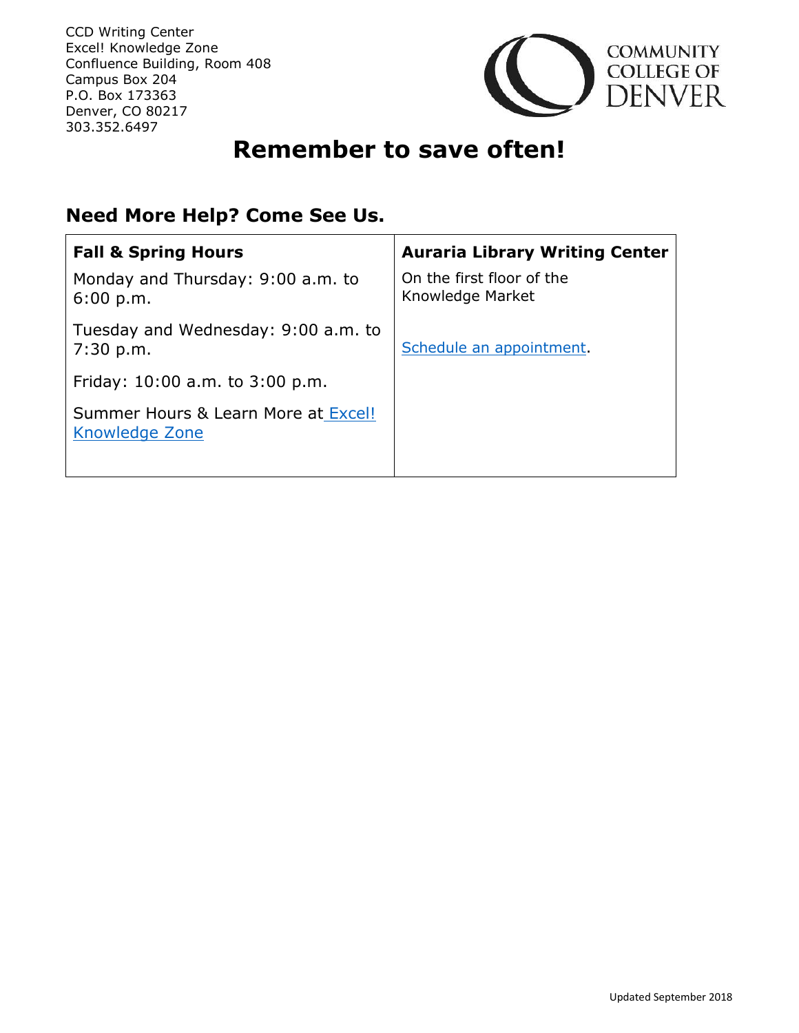CCD Writing Center
Excel! Knowledge Zone
Confluence Building, Room 408
Campus Box 204
P.O. Box 173363
Denver, CO 80217
303.352.6497

COMMUNITY COLLEGE OF DENVER

# Remember to save often!

## Need More Help? Come See Us.

| **Fall & Spring Hours** | **Auraria Library Writing Center** |
|---|---|
| Monday and Thursday: 9:00 a.m. to 6:00 p.m.<br><br>Tuesday and Wednesday: 9:00 a.m. to 7:30 p.m.<br><br>Friday: 10:00 a.m. to 3:00 p.m.<br><br>Summer Hours & Learn More at Excel! Knowledge Zone | On the first floor of the Knowledge Market<br><br>Schedule an appointment. |

Updated September 2018